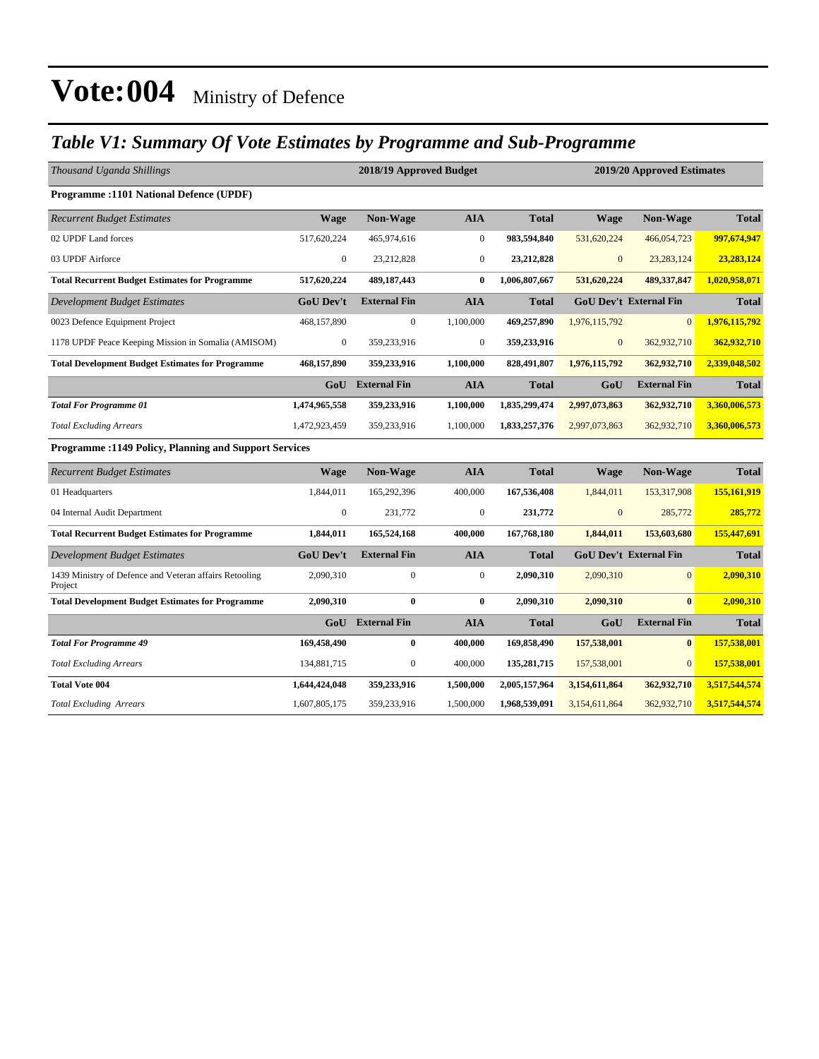# Vote:004 Ministry of Defence

## *Table V1: Summary Of Vote Estimates by Programme and Sub-Programme*

| *Thousand Uganda Shillings* | 2018/19 Approved Budget | | | | 2019/20 Approved Estimates | | |
|---|---|---|---|---|---|---|---|
| **Programme :1101 National Defence (UPDF)** | | | | | | | |
| *Recurrent Budget Estimates* | **Wage** | **Non-Wage** | **AIA** | **Total** | **Wage** | **Non-Wage** | **Total** |
| 02 UPDF Land forces | 517,620,224 | 465,974,616 | 0 | **983,594,840** | 531,620,224 | 466,054,723 | **997,674,947** |
| 03 UPDF Airforce | 0 | 23,212,828 | 0 | **23,212,828** | 0 | 23,283,124 | **23,283,124** |
| **Total Recurrent Budget Estimates for Programme** | **517,620,224** | **489,187,443** | **0** | **1,006,807,667** | **531,620,224** | **489,337,847** | **1,020,958,071** |
| *Development Budget Estimates* | **GoU Dev't** | **External Fin** | **AIA** | **Total** | **GoU Dev't** | **External Fin** | **Total** |
| 0023 Defence Equipment Project | 468,157,890 | 0 | 1,100,000 | **469,257,890** | 1,976,115,792 | 0 | **1,976,115,792** |
| 1178 UPDF Peace Keeping Mission in Somalia (AMISOM) | 0 | 359,233,916 | 0 | **359,233,916** | 0 | 362,932,710 | **362,932,710** |
| **Total Development Budget Estimates for Programme** | **468,157,890** | **359,233,916** | **1,100,000** | **828,491,807** | **1,976,115,792** | **362,932,710** | **2,339,048,502** |
| | **GoU** | **External Fin** | **AIA** | **Total** | **GoU** | **External Fin** | **Total** |
| ***Total For Programme 01*** | **1,474,965,558** | **359,233,916** | **1,100,000** | **1,835,299,474** | **2,997,073,863** | **362,932,710** | **3,360,006,573** |
| *Total Excluding Arrears* | 1,472,923,459 | 359,233,916 | 1,100,000 | **1,833,257,376** | 2,997,073,863 | 362,932,710 | **3,360,006,573** |
| **Programme :1149 Policy, Planning and Support Services** | | | | | | | |
| *Recurrent Budget Estimates* | **Wage** | **Non-Wage** | **AIA** | **Total** | **Wage** | **Non-Wage** | **Total** |
| 01 Headquarters | 1,844,011 | 165,292,396 | 400,000 | **167,536,408** | 1,844,011 | 153,317,908 | **155,161,919** |
| 04 Internal Audit Department | 0 | 231,772 | 0 | **231,772** | 0 | 285,772 | **285,772** |
| **Total Recurrent Budget Estimates for Programme** | **1,844,011** | **165,524,168** | **400,000** | **167,768,180** | **1,844,011** | **153,603,680** | **155,447,691** |
| *Development Budget Estimates* | **GoU Dev't** | **External Fin** | **AIA** | **Total** | **GoU Dev't** | **External Fin** | **Total** |
| 1439 Ministry of Defence and Veteran affairs Retooling Project | 2,090,310 | 0 | 0 | **2,090,310** | 2,090,310 | 0 | **2,090,310** |
| **Total Development Budget Estimates for Programme** | **2,090,310** | **0** | **0** | **2,090,310** | **2,090,310** | **0** | **2,090,310** |
| | **GoU** | **External Fin** | **AIA** | **Total** | **GoU** | **External Fin** | **Total** |
| ***Total For Programme 49*** | **169,458,490** | **0** | **400,000** | **169,858,490** | **157,538,001** | **0** | **157,538,001** |
| *Total Excluding Arrears* | 134,881,715 | 0 | 400,000 | **135,281,715** | 157,538,001 | 0 | **157,538,001** |
| **Total Vote 004** | **1,644,424,048** | **359,233,916** | **1,500,000** | **2,005,157,964** | **3,154,611,864** | **362,932,710** | **3,517,544,574** |
| *Total Excluding Arrears* | 1,607,805,175 | 359,233,916 | 1,500,000 | **1,968,539,091** | 3,154,611,864 | 362,932,710 | **3,517,544,574** |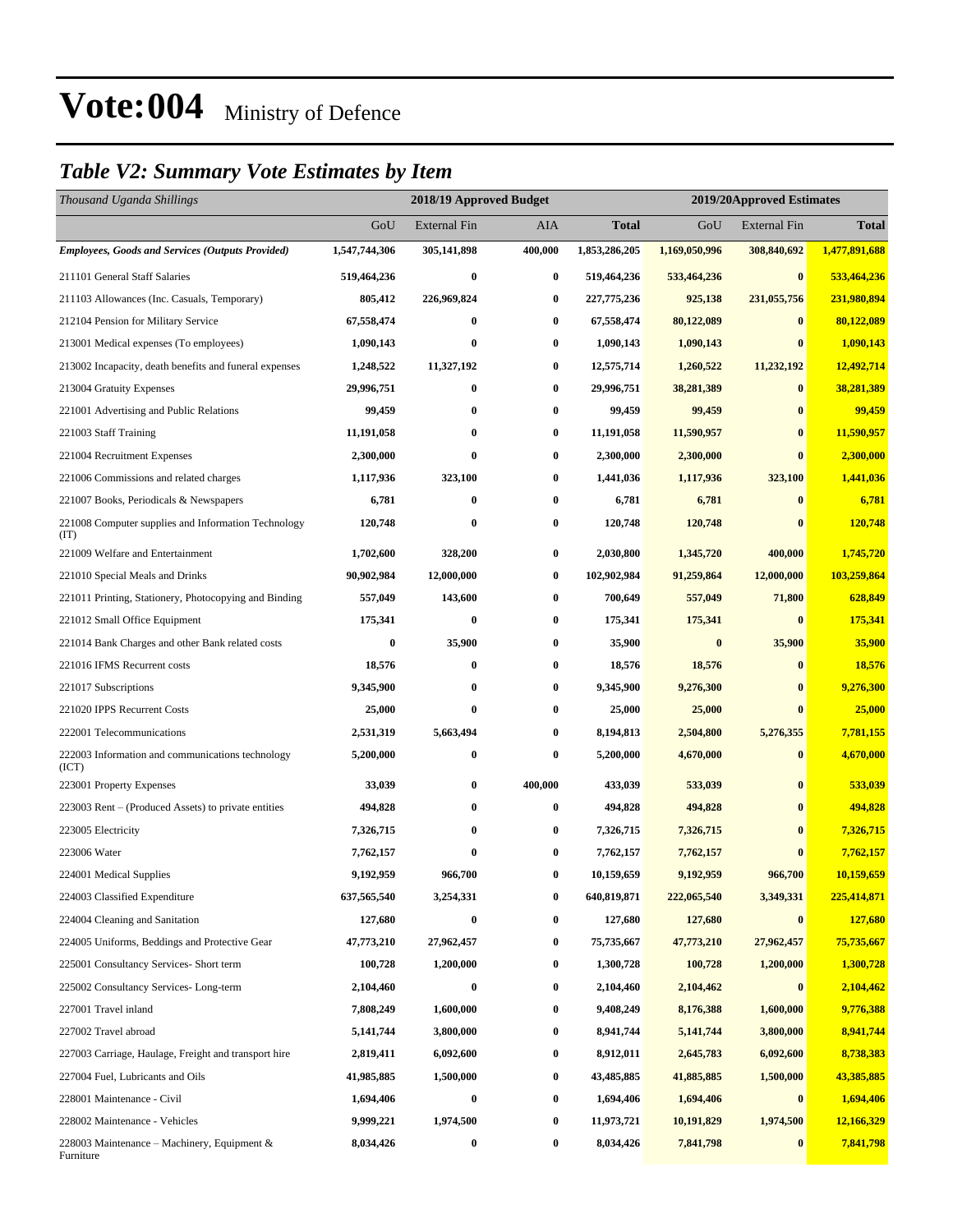# Vote:004 Ministry of Defence

## *Table V2: Summary Vote Estimates by Item*

| *Thousand Uganda Shillings* | 2018/19 Approved Budget | | | | 2019/20Approved Estimates | | |
|---|---|---|---|---|---|---|---|
| | GoU | External Fin | AIA | **Total** | GoU | External Fin | **Total** |
| ***Employees, Goods and Services (Outputs Provided)*** | **1,547,744,306** | **305,141,898** | **400,000** | **1,853,286,205** | **1,169,050,996** | **308,840,692** | **1,477,891,688** |
| 211101 General Staff Salaries | **519,464,236** | **0** | **0** | **519,464,236** | **533,464,236** | **0** | **533,464,236** |
| 211103 Allowances (Inc. Casuals, Temporary) | **805,412** | **226,969,824** | **0** | **227,775,236** | **925,138** | **231,055,756** | **231,980,894** |
| 212104 Pension for Military Service | **67,558,474** | **0** | **0** | **67,558,474** | **80,122,089** | **0** | **80,122,089** |
| 213001 Medical expenses (To employees) | **1,090,143** | **0** | **0** | **1,090,143** | **1,090,143** | **0** | **1,090,143** |
| 213002 Incapacity, death benefits and funeral expenses | **1,248,522** | **11,327,192** | **0** | **12,575,714** | **1,260,522** | **11,232,192** | **12,492,714** |
| 213004 Gratuity Expenses | **29,996,751** | **0** | **0** | **29,996,751** | **38,281,389** | **0** | **38,281,389** |
| 221001 Advertising and Public Relations | **99,459** | **0** | **0** | **99,459** | **99,459** | **0** | **99,459** |
| 221003 Staff Training | **11,191,058** | **0** | **0** | **11,191,058** | **11,590,957** | **0** | **11,590,957** |
| 221004 Recruitment Expenses | **2,300,000** | **0** | **0** | **2,300,000** | **2,300,000** | **0** | **2,300,000** |
| 221006 Commissions and related charges | **1,117,936** | **323,100** | **0** | **1,441,036** | **1,117,936** | **323,100** | **1,441,036** |
| 221007 Books, Periodicals & Newspapers | **6,781** | **0** | **0** | **6,781** | **6,781** | **0** | **6,781** |
| 221008 Computer supplies and Information Technology (IT) | **120,748** | **0** | **0** | **120,748** | **120,748** | **0** | **120,748** |
| 221009 Welfare and Entertainment | **1,702,600** | **328,200** | **0** | **2,030,800** | **1,345,720** | **400,000** | **1,745,720** |
| 221010 Special Meals and Drinks | **90,902,984** | **12,000,000** | **0** | **102,902,984** | **91,259,864** | **12,000,000** | **103,259,864** |
| 221011 Printing, Stationery, Photocopying and Binding | **557,049** | **143,600** | **0** | **700,649** | **557,049** | **71,800** | **628,849** |
| 221012 Small Office Equipment | **175,341** | **0** | **0** | **175,341** | **175,341** | **0** | **175,341** |
| 221014 Bank Charges and other Bank related costs | **0** | **35,900** | **0** | **35,900** | **0** | **35,900** | **35,900** |
| 221016 IFMS Recurrent costs | **18,576** | **0** | **0** | **18,576** | **18,576** | **0** | **18,576** |
| 221017 Subscriptions | **9,345,900** | **0** | **0** | **9,345,900** | **9,276,300** | **0** | **9,276,300** |
| 221020 IPPS Recurrent Costs | **25,000** | **0** | **0** | **25,000** | **25,000** | **0** | **25,000** |
| 222001 Telecommunications | **2,531,319** | **5,663,494** | **0** | **8,194,813** | **2,504,800** | **5,276,355** | **7,781,155** |
| 222003 Information and communications technology (ICT) | **5,200,000** | **0** | **0** | **5,200,000** | **4,670,000** | **0** | **4,670,000** |
| 223001 Property Expenses | **33,039** | **0** | **400,000** | **433,039** | **533,039** | **0** | **533,039** |
| 223003 Rent – (Produced Assets) to private entities | **494,828** | **0** | **0** | **494,828** | **494,828** | **0** | **494,828** |
| 223005 Electricity | **7,326,715** | **0** | **0** | **7,326,715** | **7,326,715** | **0** | **7,326,715** |
| 223006 Water | **7,762,157** | **0** | **0** | **7,762,157** | **7,762,157** | **0** | **7,762,157** |
| 224001 Medical Supplies | **9,192,959** | **966,700** | **0** | **10,159,659** | **9,192,959** | **966,700** | **10,159,659** |
| 224003 Classified Expenditure | **637,565,540** | **3,254,331** | **0** | **640,819,871** | **222,065,540** | **3,349,331** | **225,414,871** |
| 224004 Cleaning and Sanitation | **127,680** | **0** | **0** | **127,680** | **127,680** | **0** | **127,680** |
| 224005 Uniforms, Beddings and Protective Gear | **47,773,210** | **27,962,457** | **0** | **75,735,667** | **47,773,210** | **27,962,457** | **75,735,667** |
| 225001 Consultancy Services- Short term | **100,728** | **1,200,000** | **0** | **1,300,728** | **100,728** | **1,200,000** | **1,300,728** |
| 225002 Consultancy Services- Long-term | **2,104,460** | **0** | **0** | **2,104,460** | **2,104,462** | **0** | **2,104,462** |
| 227001 Travel inland | **7,808,249** | **1,600,000** | **0** | **9,408,249** | **8,176,388** | **1,600,000** | **9,776,388** |
| 227002 Travel abroad | **5,141,744** | **3,800,000** | **0** | **8,941,744** | **5,141,744** | **3,800,000** | **8,941,744** |
| 227003 Carriage, Haulage, Freight and transport hire | **2,819,411** | **6,092,600** | **0** | **8,912,011** | **2,645,783** | **6,092,600** | **8,738,383** |
| 227004 Fuel, Lubricants and Oils | **41,985,885** | **1,500,000** | **0** | **43,485,885** | **41,885,885** | **1,500,000** | **43,385,885** |
| 228001 Maintenance - Civil | **1,694,406** | **0** | **0** | **1,694,406** | **1,694,406** | **0** | **1,694,406** |
| 228002 Maintenance - Vehicles | **9,999,221** | **1,974,500** | **0** | **11,973,721** | **10,191,829** | **1,974,500** | **12,166,329** |
| 228003 Maintenance – Machinery, Equipment & Furniture | **8,034,426** | **0** | **0** | **8,034,426** | **7,841,798** | **0** | **7,841,798** |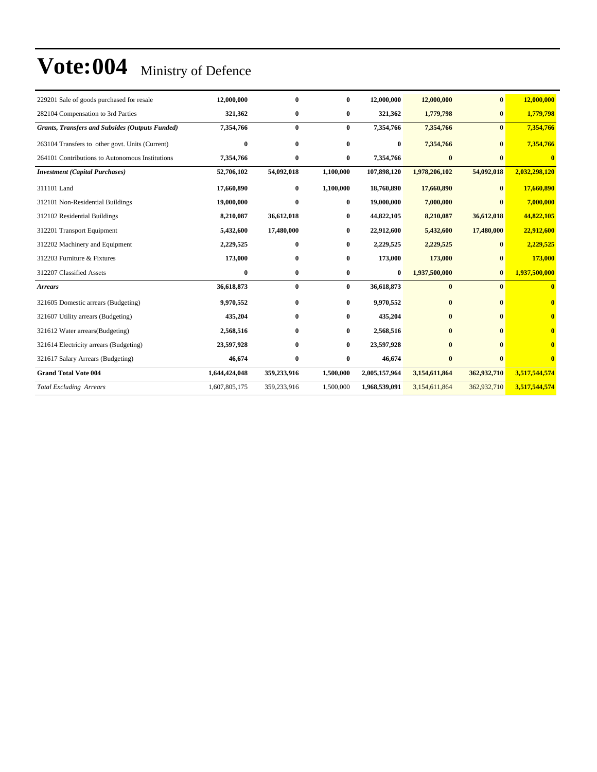# Vote:004 Ministry of Defence

| | | | | | | | |
|---|---|---|---|---|---|---|---|
| 229201 Sale of goods purchased for resale | **12,000,000** | **0** | **0** | **12,000,000** | **12,000,000** | **0** | **12,000,000** |
| 282104 Compensation to 3rd Parties | **321,362** | **0** | **0** | **321,362** | **1,779,798** | **0** | **1,779,798** |
| ***Grants, Transfers and Subsides (Outputs Funded)*** | **7,354,766** | **0** | **0** | **7,354,766** | **7,354,766** | **0** | **7,354,766** |
| 263104 Transfers to other govt. Units (Current) | **0** | **0** | **0** | **0** | **7,354,766** | **0** | **7,354,766** |
| 264101 Contributions to Autonomous Institutions | **7,354,766** | **0** | **0** | **7,354,766** | **0** | **0** | **0** |
| ***Investment (Capital Purchases)*** | **52,706,102** | **54,092,018** | **1,100,000** | **107,898,120** | **1,978,206,102** | **54,092,018** | **2,032,298,120** |
| 311101 Land | **17,660,890** | **0** | **1,100,000** | **18,760,890** | **17,660,890** | **0** | **17,660,890** |
| 312101 Non-Residential Buildings | **19,000,000** | **0** | **0** | **19,000,000** | **7,000,000** | **0** | **7,000,000** |
| 312102 Residential Buildings | **8,210,087** | **36,612,018** | **0** | **44,822,105** | **8,210,087** | **36,612,018** | **44,822,105** |
| 312201 Transport Equipment | **5,432,600** | **17,480,000** | **0** | **22,912,600** | **5,432,600** | **17,480,000** | **22,912,600** |
| 312202 Machinery and Equipment | **2,229,525** | **0** | **0** | **2,229,525** | **2,229,525** | **0** | **2,229,525** |
| 312203 Furniture & Fixtures | **173,000** | **0** | **0** | **173,000** | **173,000** | **0** | **173,000** |
| 312207 Classified Assets | **0** | **0** | **0** | **0** | **1,937,500,000** | **0** | **1,937,500,000** |
| ***Arrears*** | **36,618,873** | **0** | **0** | **36,618,873** | **0** | **0** | **0** |
| 321605 Domestic arrears (Budgeting) | **9,970,552** | **0** | **0** | **9,970,552** | **0** | **0** | **0** |
| 321607 Utility arrears (Budgeting) | **435,204** | **0** | **0** | **435,204** | **0** | **0** | **0** |
| 321612 Water arrears(Budgeting) | **2,568,516** | **0** | **0** | **2,568,516** | **0** | **0** | **0** |
| 321614 Electricity arrears (Budgeting) | **23,597,928** | **0** | **0** | **23,597,928** | **0** | **0** | **0** |
| 321617 Salary Arrears (Budgeting) | **46,674** | **0** | **0** | **46,674** | **0** | **0** | **0** |
| **Grand Total Vote 004** | **1,644,424,048** | **359,233,916** | **1,500,000** | **2,005,157,964** | **3,154,611,864** | **362,932,710** | **3,517,544,574** |
| *Total Excluding Arrears* | 1,607,805,175 | 359,233,916 | 1,500,000 | **1,968,539,091** | 3,154,611,864 | 362,932,710 | **3,517,544,574** |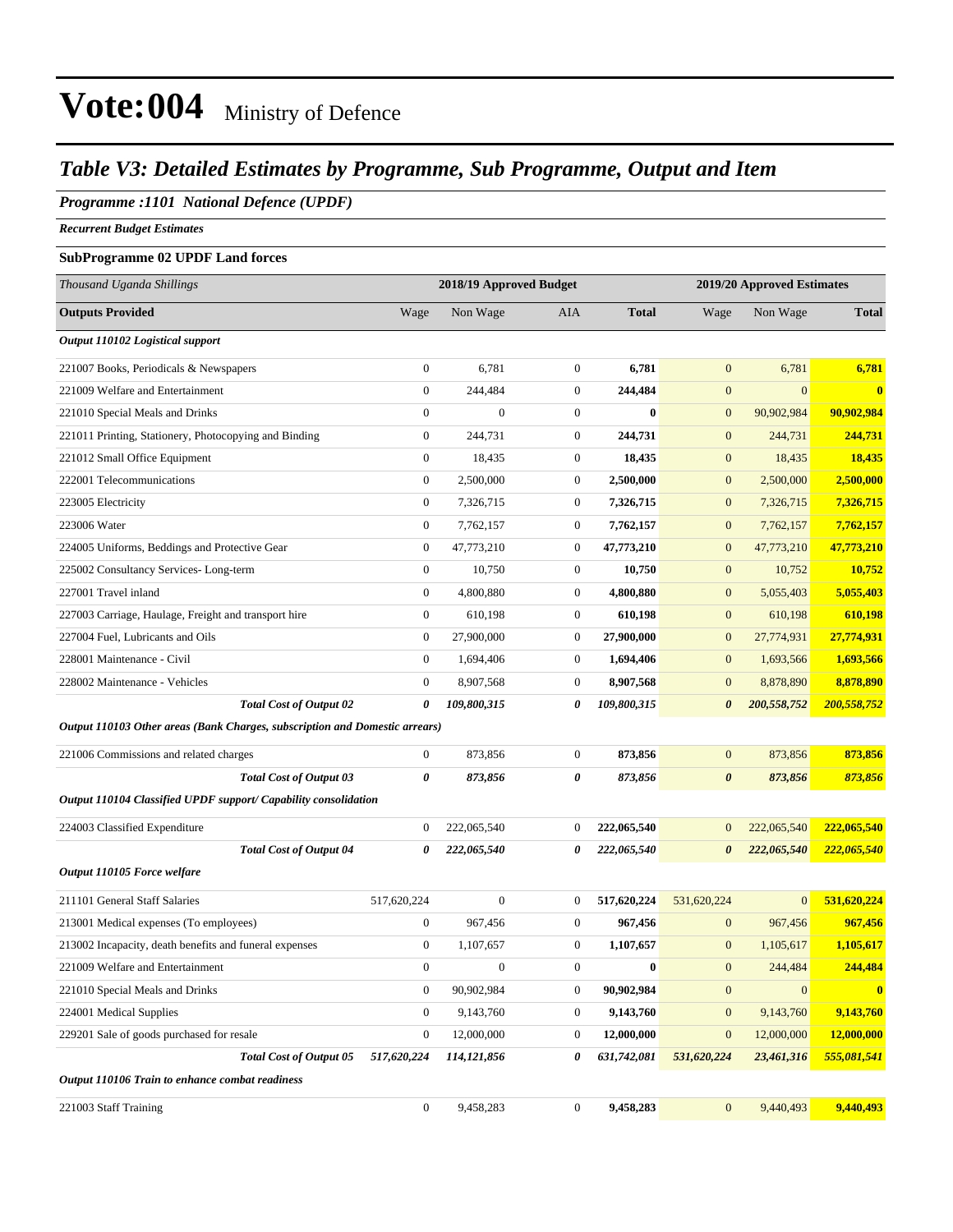# Vote:004 Ministry of Defence

## *Table V3: Detailed Estimates by Programme, Sub Programme, Output and Item*

### *Programme :1101 National Defence (UPDF)*

***Recurrent Budget Estimates***

**SubProgramme 02 UPDF Land forces**

| *Thousand Uganda Shillings* | 2018/19 Approved Budget | | | | 2019/20 Approved Estimates | | |
|---|---|---|---|---|---|---|---|
| **Outputs Provided** | Wage | Non Wage | AIA | **Total** | Wage | Non Wage | **Total** |
| ***Output 110102 Logistical support*** | | | | | | | |
| 221007 Books, Periodicals & Newspapers | 0 | 6,781 | 0 | **6,781** | 0 | 6,781 | **6,781** |
| 221009 Welfare and Entertainment | 0 | 244,484 | 0 | **244,484** | 0 | 0 | **0** |
| 221010 Special Meals and Drinks | 0 | 0 | 0 | **0** | 0 | 90,902,984 | **90,902,984** |
| 221011 Printing, Stationery, Photocopying and Binding | 0 | 244,731 | 0 | **244,731** | 0 | 244,731 | **244,731** |
| 221012 Small Office Equipment | 0 | 18,435 | 0 | **18,435** | 0 | 18,435 | **18,435** |
| 222001 Telecommunications | 0 | 2,500,000 | 0 | **2,500,000** | 0 | 2,500,000 | **2,500,000** |
| 223005 Electricity | 0 | 7,326,715 | 0 | **7,326,715** | 0 | 7,326,715 | **7,326,715** |
| 223006 Water | 0 | 7,762,157 | 0 | **7,762,157** | 0 | 7,762,157 | **7,762,157** |
| 224005 Uniforms, Beddings and Protective Gear | 0 | 47,773,210 | 0 | **47,773,210** | 0 | 47,773,210 | **47,773,210** |
| 225002 Consultancy Services- Long-term | 0 | 10,750 | 0 | **10,750** | 0 | 10,752 | **10,752** |
| 227001 Travel inland | 0 | 4,800,880 | 0 | **4,800,880** | 0 | 5,055,403 | **5,055,403** |
| 227003 Carriage, Haulage, Freight and transport hire | 0 | 610,198 | 0 | **610,198** | 0 | 610,198 | **610,198** |
| 227004 Fuel, Lubricants and Oils | 0 | 27,900,000 | 0 | **27,900,000** | 0 | 27,774,931 | **27,774,931** |
| 228001 Maintenance - Civil | 0 | 1,694,406 | 0 | **1,694,406** | 0 | 1,693,566 | **1,693,566** |
| 228002 Maintenance - Vehicles | 0 | 8,907,568 | 0 | **8,907,568** | 0 | 8,878,890 | **8,878,890** |
| ***Total Cost of Output 02*** | ***0*** | ***109,800,315*** | ***0*** | ***109,800,315*** | ***0*** | ***200,558,752*** | ***200,558,752*** |
| ***Output 110103 Other areas (Bank Charges, subscription and Domestic arrears)*** | | | | | | | |
| 221006 Commissions and related charges | 0 | 873,856 | 0 | **873,856** | 0 | 873,856 | **873,856** |
| ***Total Cost of Output 03*** | ***0*** | ***873,856*** | ***0*** | ***873,856*** | ***0*** | ***873,856*** | ***873,856*** |
| ***Output 110104 Classified UPDF support/ Capability consolidation*** | | | | | | | |
| 224003 Classified Expenditure | 0 | 222,065,540 | 0 | **222,065,540** | 0 | 222,065,540 | **222,065,540** |
| ***Total Cost of Output 04*** | ***0*** | ***222,065,540*** | ***0*** | ***222,065,540*** | ***0*** | ***222,065,540*** | ***222,065,540*** |
| ***Output 110105 Force welfare*** | | | | | | | |
| 211101 General Staff Salaries | 517,620,224 | 0 | 0 | **517,620,224** | 531,620,224 | 0 | **531,620,224** |
| 213001 Medical expenses (To employees) | 0 | 967,456 | 0 | **967,456** | 0 | 967,456 | **967,456** |
| 213002 Incapacity, death benefits and funeral expenses | 0 | 1,107,657 | 0 | **1,107,657** | 0 | 1,105,617 | **1,105,617** |
| 221009 Welfare and Entertainment | 0 | 0 | 0 | **0** | 0 | 244,484 | **244,484** |
| 221010 Special Meals and Drinks | 0 | 90,902,984 | 0 | **90,902,984** | 0 | 0 | **0** |
| 224001 Medical Supplies | 0 | 9,143,760 | 0 | **9,143,760** | 0 | 9,143,760 | **9,143,760** |
| 229201 Sale of goods purchased for resale | 0 | 12,000,000 | 0 | **12,000,000** | 0 | 12,000,000 | **12,000,000** |
| ***Total Cost of Output 05*** | ***517,620,224*** | ***114,121,856*** | ***0*** | ***631,742,081*** | ***531,620,224*** | ***23,461,316*** | ***555,081,541*** |
| ***Output 110106 Train to enhance combat readiness*** | | | | | | | |
| 221003 Staff Training | 0 | 9,458,283 | 0 | **9,458,283** | 0 | 9,440,493 | **9,440,493** |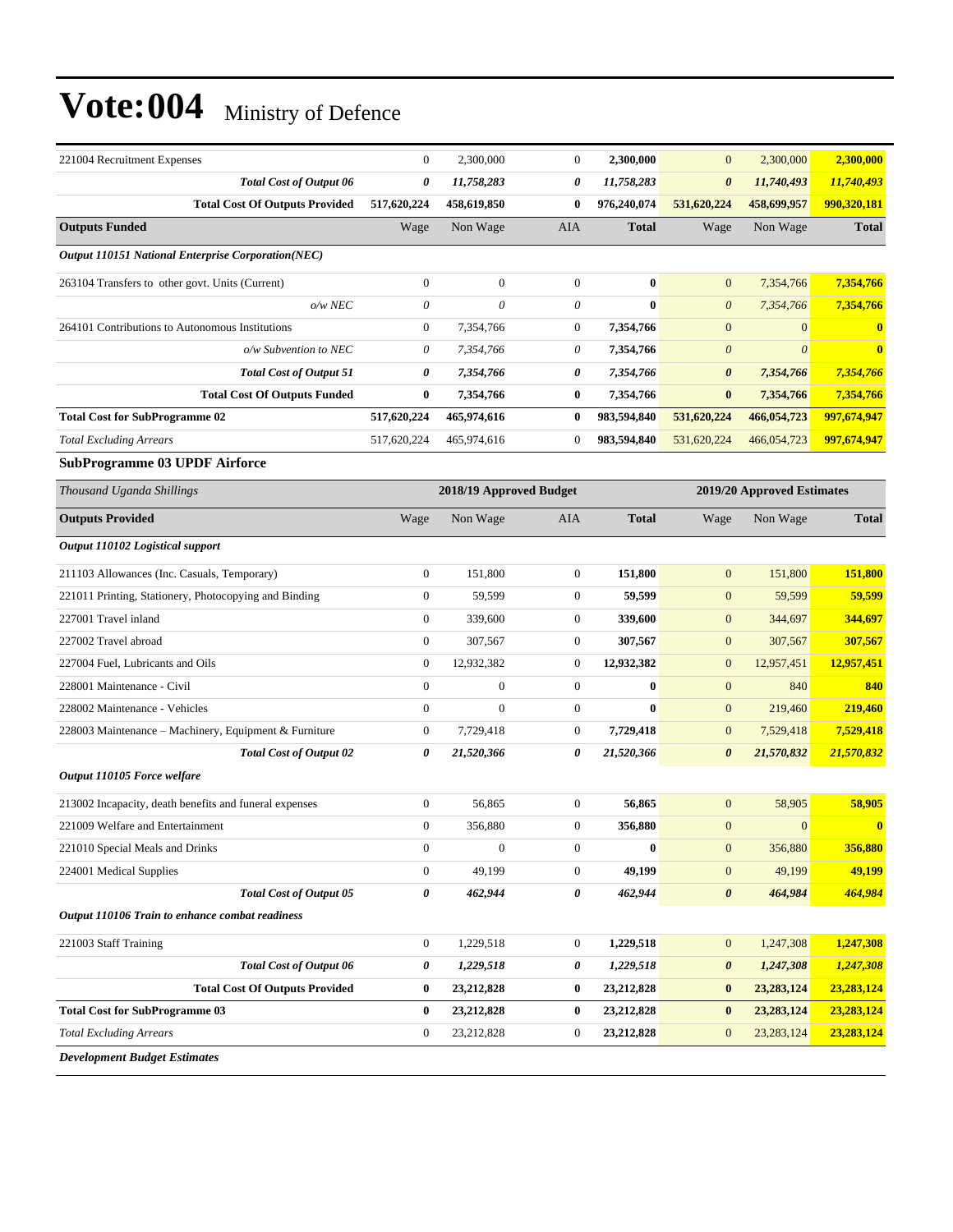| | Wage | Non Wage | AIA | Total | Wage | Non Wage | Total |
|---|---|---|---|---|---|---|---|
| 221004 Recruitment Expenses | 0 | 2,300,000 | 0 | **2,300,000** | 0 | 2,300,000 | **2,300,000** |
| ***Total Cost of Output 06*** | ***0*** | ***11,758,283*** | ***0*** | ***11,758,283*** | ***0*** | ***11,740,493*** | ***11,740,493*** |
| **Total Cost Of Outputs Provided** | **517,620,224** | **458,619,850** | **0** | **976,240,074** | **531,620,224** | **458,699,957** | **990,320,181** |
| **Outputs Funded** | Wage | Non Wage | AIA | **Total** | Wage | Non Wage | **Total** |
| ***Output 110151 National Enterprise Corporation(NEC)*** | | | | | | | |
| 263104 Transfers to other govt. Units (Current) | 0 | 0 | 0 | **0** | 0 | 7,354,766 | **7,354,766** |
| *o/w NEC* | *0* | *0* | *0* | **0** | *0* | *7,354,766* | **7,354,766** |
| 264101 Contributions to Autonomous Institutions | 0 | 7,354,766 | 0 | **7,354,766** | 0 | 0 | **0** |
| *o/w Subvention to NEC* | *0* | *7,354,766* | *0* | **7,354,766** | *0* | *0* | **0** |
| ***Total Cost of Output 51*** | ***0*** | ***7,354,766*** | ***0*** | ***7,354,766*** | ***0*** | ***7,354,766*** | ***7,354,766*** |
| **Total Cost Of Outputs Funded** | **0** | **7,354,766** | **0** | **7,354,766** | **0** | **7,354,766** | **7,354,766** |
| **Total Cost for SubProgramme 02** | **517,620,224** | **465,974,616** | **0** | **983,594,840** | **531,620,224** | **466,054,723** | **997,674,947** |
| *Total Excluding Arrears* | 517,620,224 | 465,974,616 | 0 | **983,594,840** | 531,620,224 | 466,054,723 | **997,674,947** |

### SubProgramme 03 UPDF Airforce

| *Thousand Uganda Shillings* | | 2018/19 Approved Budget | | | | 2019/20 Approved Estimates | |
|---|---|---|---|---|---|---|---|
| **Outputs Provided** | Wage | Non Wage | AIA | **Total** | Wage | Non Wage | **Total** |
| ***Output 110102 Logistical support*** | | | | | | | |
| 211103 Allowances (Inc. Casuals, Temporary) | 0 | 151,800 | 0 | **151,800** | 0 | 151,800 | **151,800** |
| 221011 Printing, Stationery, Photocopying and Binding | 0 | 59,599 | 0 | **59,599** | 0 | 59,599 | **59,599** |
| 227001 Travel inland | 0 | 339,600 | 0 | **339,600** | 0 | 344,697 | **344,697** |
| 227002 Travel abroad | 0 | 307,567 | 0 | **307,567** | 0 | 307,567 | **307,567** |
| 227004 Fuel, Lubricants and Oils | 0 | 12,932,382 | 0 | **12,932,382** | 0 | 12,957,451 | **12,957,451** |
| 228001 Maintenance - Civil | 0 | 0 | 0 | **0** | 0 | 840 | **840** |
| 228002 Maintenance - Vehicles | 0 | 0 | 0 | **0** | 0 | 219,460 | **219,460** |
| 228003 Maintenance – Machinery, Equipment & Furniture | 0 | 7,729,418 | 0 | **7,729,418** | 0 | 7,529,418 | **7,529,418** |
| ***Total Cost of Output 02*** | ***0*** | ***21,520,366*** | ***0*** | ***21,520,366*** | ***0*** | ***21,570,832*** | ***21,570,832*** |
| ***Output 110105 Force welfare*** | | | | | | | |
| 213002 Incapacity, death benefits and funeral expenses | 0 | 56,865 | 0 | **56,865** | 0 | 58,905 | **58,905** |
| 221009 Welfare and Entertainment | 0 | 356,880 | 0 | **356,880** | 0 | 0 | **0** |
| 221010 Special Meals and Drinks | 0 | 0 | 0 | **0** | 0 | 356,880 | **356,880** |
| 224001 Medical Supplies | 0 | 49,199 | 0 | **49,199** | 0 | 49,199 | **49,199** |
| ***Total Cost of Output 05*** | ***0*** | ***462,944*** | ***0*** | ***462,944*** | ***0*** | ***464,984*** | ***464,984*** |
| ***Output 110106 Train to enhance combat readiness*** | | | | | | | |
| 221003 Staff Training | 0 | 1,229,518 | 0 | **1,229,518** | 0 | 1,247,308 | **1,247,308** |
| ***Total Cost of Output 06*** | ***0*** | ***1,229,518*** | ***0*** | ***1,229,518*** | ***0*** | ***1,247,308*** | ***1,247,308*** |
| **Total Cost Of Outputs Provided** | **0** | **23,212,828** | **0** | **23,212,828** | **0** | **23,283,124** | **23,283,124** |
| **Total Cost for SubProgramme 03** | **0** | **23,212,828** | **0** | **23,212,828** | **0** | **23,283,124** | **23,283,124** |
| *Total Excluding Arrears* | 0 | 23,212,828 | 0 | **23,212,828** | 0 | 23,283,124 | **23,283,124** |

***Development Budget Estimates***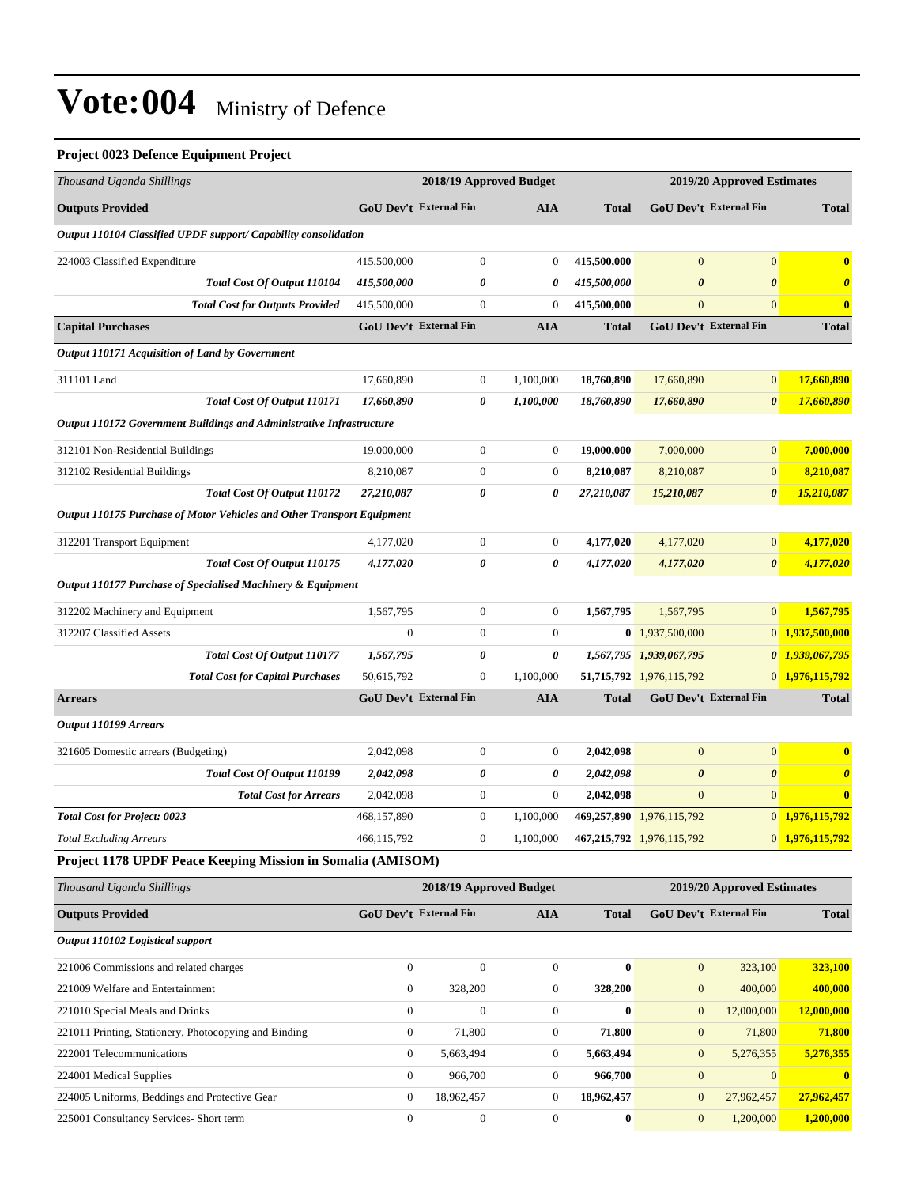# Vote:004 Ministry of Defence

### Project 0023 Defence Equipment Project

| Thousand Uganda Shillings | 2018/19 Approved Budget | | | | 2019/20 Approved Estimates | | |
|---|---|---|---|---|---|---|---|
| **Outputs Provided** | **GoU Dev't** | **External Fin** | **AIA** | **Total** | **GoU Dev't** | **External Fin** | **Total** |
| ***Output 110104 Classified UPDF support/ Capability consolidation*** | | | | | | | |
| 224003 Classified Expenditure | 415,500,000 | 0 | 0 | **415,500,000** | 0 | 0 | **0** |
| ***Total Cost Of Output 110104*** | ***415,500,000*** | ***0*** | ***0*** | ***415,500,000*** | ***0*** | ***0*** | ***0*** |
| ***Total Cost for Outputs Provided*** | 415,500,000 | 0 | 0 | **415,500,000** | 0 | 0 | **0** |
| **Capital Purchases** | **GoU Dev't** | **External Fin** | **AIA** | **Total** | **GoU Dev't** | **External Fin** | **Total** |
| ***Output 110171 Acquisition of Land by Government*** | | | | | | | |
| 311101 Land | 17,660,890 | 0 | 1,100,000 | **18,760,890** | 17,660,890 | 0 | **17,660,890** |
| ***Total Cost Of Output 110171*** | ***17,660,890*** | ***0*** | ***1,100,000*** | ***18,760,890*** | ***17,660,890*** | ***0*** | ***17,660,890*** |
| ***Output 110172 Government Buildings and Administrative Infrastructure*** | | | | | | | |
| 312101 Non-Residential Buildings | 19,000,000 | 0 | 0 | **19,000,000** | 7,000,000 | 0 | **7,000,000** |
| 312102 Residential Buildings | 8,210,087 | 0 | 0 | **8,210,087** | 8,210,087 | 0 | **8,210,087** |
| ***Total Cost Of Output 110172*** | ***27,210,087*** | ***0*** | ***0*** | ***27,210,087*** | ***15,210,087*** | ***0*** | ***15,210,087*** |
| ***Output 110175 Purchase of Motor Vehicles and Other Transport Equipment*** | | | | | | | |
| 312201 Transport Equipment | 4,177,020 | 0 | 0 | **4,177,020** | 4,177,020 | 0 | **4,177,020** |
| ***Total Cost Of Output 110175*** | ***4,177,020*** | ***0*** | ***0*** | ***4,177,020*** | ***4,177,020*** | ***0*** | ***4,177,020*** |
| ***Output 110177 Purchase of Specialised Machinery & Equipment*** | | | | | | | |
| 312202 Machinery and Equipment | 1,567,795 | 0 | 0 | **1,567,795** | 1,567,795 | 0 | **1,567,795** |
| 312207 Classified Assets | 0 | 0 | 0 | **0** | 1,937,500,000 | 0 | **1,937,500,000** |
| ***Total Cost Of Output 110177*** | ***1,567,795*** | ***0*** | ***0*** | ***1,567,795*** | ***1,939,067,795*** | ***0*** | ***1,939,067,795*** |
| ***Total Cost for Capital Purchases*** | 50,615,792 | 0 | 1,100,000 | **51,715,792** | 1,976,115,792 | 0 | **1,976,115,792** |
| **Arrears** | **GoU Dev't** | **External Fin** | **AIA** | **Total** | **GoU Dev't** | **External Fin** | **Total** |
| ***Output 110199 Arrears*** | | | | | | | |
| 321605 Domestic arrears (Budgeting) | 2,042,098 | 0 | 0 | **2,042,098** | 0 | 0 | **0** |
| ***Total Cost Of Output 110199*** | ***2,042,098*** | ***0*** | ***0*** | ***2,042,098*** | ***0*** | ***0*** | ***0*** |
| ***Total Cost for Arrears*** | 2,042,098 | 0 | 0 | **2,042,098** | 0 | 0 | **0** |
| ***Total Cost for Project: 0023*** | 468,157,890 | 0 | 1,100,000 | **469,257,890** | 1,976,115,792 | 0 | **1,976,115,792** |
| *Total Excluding Arrears* | 466,115,792 | 0 | 1,100,000 | **467,215,792** | 1,976,115,792 | 0 | **1,976,115,792** |

### Project 1178 UPDF Peace Keeping Mission in Somalia (AMISOM)

| Thousand Uganda Shillings | 2018/19 Approved Budget | | | | 2019/20 Approved Estimates | | |
|---|---|---|---|---|---|---|---|
| **Outputs Provided** | **GoU Dev't** | **External Fin** | **AIA** | **Total** | **GoU Dev't** | **External Fin** | **Total** |
| ***Output 110102 Logistical support*** | | | | | | | |
| 221006 Commissions and related charges | 0 | 0 | 0 | **0** | 0 | 323,100 | **323,100** |
| 221009 Welfare and Entertainment | 0 | 328,200 | 0 | **328,200** | 0 | 400,000 | **400,000** |
| 221010 Special Meals and Drinks | 0 | 0 | 0 | **0** | 0 | 12,000,000 | **12,000,000** |
| 221011 Printing, Stationery, Photocopying and Binding | 0 | 71,800 | 0 | **71,800** | 0 | 71,800 | **71,800** |
| 222001 Telecommunications | 0 | 5,663,494 | 0 | **5,663,494** | 0 | 5,276,355 | **5,276,355** |
| 224001 Medical Supplies | 0 | 966,700 | 0 | **966,700** | 0 | 0 | **0** |
| 224005 Uniforms, Beddings and Protective Gear | 0 | 18,962,457 | 0 | **18,962,457** | 0 | 27,962,457 | **27,962,457** |
| 225001 Consultancy Services- Short term | 0 | 0 | 0 | **0** | 0 | 1,200,000 | **1,200,000** |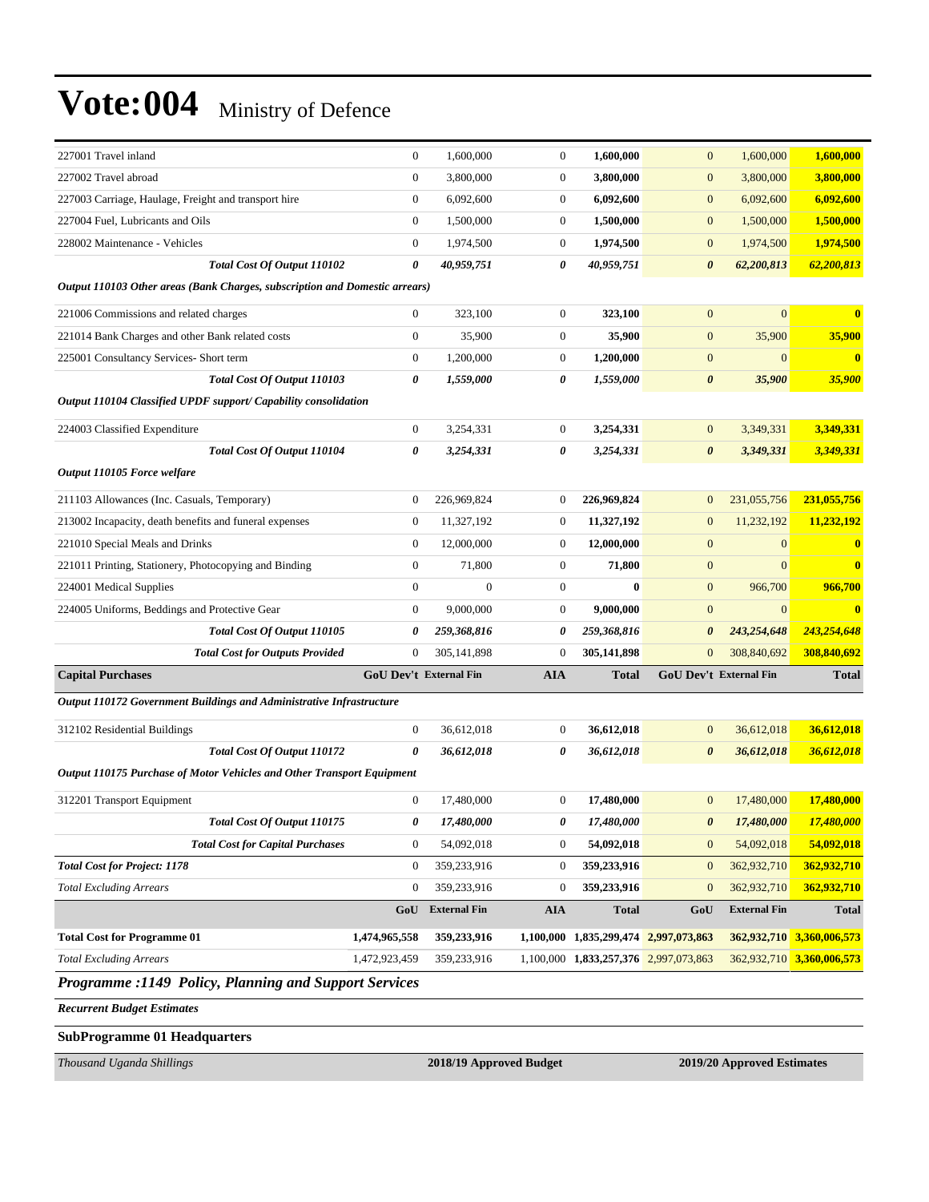# Vote:004 Ministry of Defence

| | | | | | | | |
|---|---|---|---|---|---|---|---|
| 227001 Travel inland | 0 | 1,600,000 | 0 | **1,600,000** | 0 | 1,600,000 | **1,600,000** |
| 227002 Travel abroad | 0 | 3,800,000 | 0 | **3,800,000** | 0 | 3,800,000 | **3,800,000** |
| 227003 Carriage, Haulage, Freight and transport hire | 0 | 6,092,600 | 0 | **6,092,600** | 0 | 6,092,600 | **6,092,600** |
| 227004 Fuel, Lubricants and Oils | 0 | 1,500,000 | 0 | **1,500,000** | 0 | 1,500,000 | **1,500,000** |
| 228002 Maintenance - Vehicles | 0 | 1,974,500 | 0 | **1,974,500** | 0 | 1,974,500 | **1,974,500** |
| ***Total Cost Of Output 110102*** | ***0*** | ***40,959,751*** | ***0*** | ***40,959,751*** | ***0*** | ***62,200,813*** | ***62,200,813*** |
| ***Output 110103 Other areas (Bank Charges, subscription and Domestic arrears)*** | | | | | | | |
| 221006 Commissions and related charges | 0 | 323,100 | 0 | **323,100** | 0 | 0 | **0** |
| 221014 Bank Charges and other Bank related costs | 0 | 35,900 | 0 | **35,900** | 0 | 35,900 | **35,900** |
| 225001 Consultancy Services- Short term | 0 | 1,200,000 | 0 | **1,200,000** | 0 | 0 | **0** |
| ***Total Cost Of Output 110103*** | ***0*** | ***1,559,000*** | ***0*** | ***1,559,000*** | ***0*** | ***35,900*** | ***35,900*** |
| ***Output 110104 Classified UPDF support/ Capability consolidation*** | | | | | | | |
| 224003 Classified Expenditure | 0 | 3,254,331 | 0 | **3,254,331** | 0 | 3,349,331 | **3,349,331** |
| ***Total Cost Of Output 110104*** | ***0*** | ***3,254,331*** | ***0*** | ***3,254,331*** | ***0*** | ***3,349,331*** | ***3,349,331*** |
| ***Output 110105 Force welfare*** | | | | | | | |
| 211103 Allowances (Inc. Casuals, Temporary) | 0 | 226,969,824 | 0 | **226,969,824** | 0 | 231,055,756 | **231,055,756** |
| 213002 Incapacity, death benefits and funeral expenses | 0 | 11,327,192 | 0 | **11,327,192** | 0 | 11,232,192 | **11,232,192** |
| 221010 Special Meals and Drinks | 0 | 12,000,000 | 0 | **12,000,000** | 0 | 0 | **0** |
| 221011 Printing, Stationery, Photocopying and Binding | 0 | 71,800 | 0 | **71,800** | 0 | 0 | **0** |
| 224001 Medical Supplies | 0 | 0 | 0 | **0** | 0 | 966,700 | **966,700** |
| 224005 Uniforms, Beddings and Protective Gear | 0 | 9,000,000 | 0 | **9,000,000** | 0 | 0 | **0** |
| ***Total Cost Of Output 110105*** | ***0*** | ***259,368,816*** | ***0*** | ***259,368,816*** | ***0*** | ***243,254,648*** | ***243,254,648*** |
| ***Total Cost for Outputs Provided*** | 0 | 305,141,898 | 0 | **305,141,898** | 0 | 308,840,692 | **308,840,692** |
| **Capital Purchases** | **GoU Dev't** | **External Fin** | **AIA** | **Total** | **GoU Dev't** | **External Fin** | **Total** |
| ***Output 110172 Government Buildings and Administrative Infrastructure*** | | | | | | | |
| 312102 Residential Buildings | 0 | 36,612,018 | 0 | **36,612,018** | 0 | 36,612,018 | **36,612,018** |
| ***Total Cost Of Output 110172*** | ***0*** | ***36,612,018*** | ***0*** | ***36,612,018*** | ***0*** | ***36,612,018*** | ***36,612,018*** |
| ***Output 110175 Purchase of Motor Vehicles and Other Transport Equipment*** | | | | | | | |
| 312201 Transport Equipment | 0 | 17,480,000 | 0 | **17,480,000** | 0 | 17,480,000 | **17,480,000** |
| ***Total Cost Of Output 110175*** | ***0*** | ***17,480,000*** | ***0*** | ***17,480,000*** | ***0*** | ***17,480,000*** | ***17,480,000*** |
| ***Total Cost for Capital Purchases*** | 0 | 54,092,018 | 0 | **54,092,018** | 0 | 54,092,018 | **54,092,018** |
| ***Total Cost for Project: 1178*** | 0 | 359,233,916 | 0 | **359,233,916** | 0 | 362,932,710 | **362,932,710** |
| *Total Excluding Arrears* | 0 | 359,233,916 | 0 | **359,233,916** | 0 | 362,932,710 | **362,932,710** |
| | **GoU** | **External Fin** | **AIA** | **Total** | **GoU** | **External Fin** | **Total** |
| **Total Cost for Programme 01** | **1,474,965,558** | **359,233,916** | **1,100,000** | **1,835,299,474** | **2,997,073,863** | **362,932,710** | **3,360,006,573** |
| *Total Excluding Arrears* | 1,472,923,459 | 359,233,916 | 1,100,000 | **1,833,257,376** | 2,997,073,863 | 362,932,710 | **3,360,006,573** |

## *Programme :1149 Policy, Planning and Support Services*

***Recurrent Budget Estimates***

**SubProgramme 01 Headquarters**

| *Thousand Uganda Shillings* | **2018/19 Approved Budget** | **2019/20 Approved Estimates** |
|---|---|---|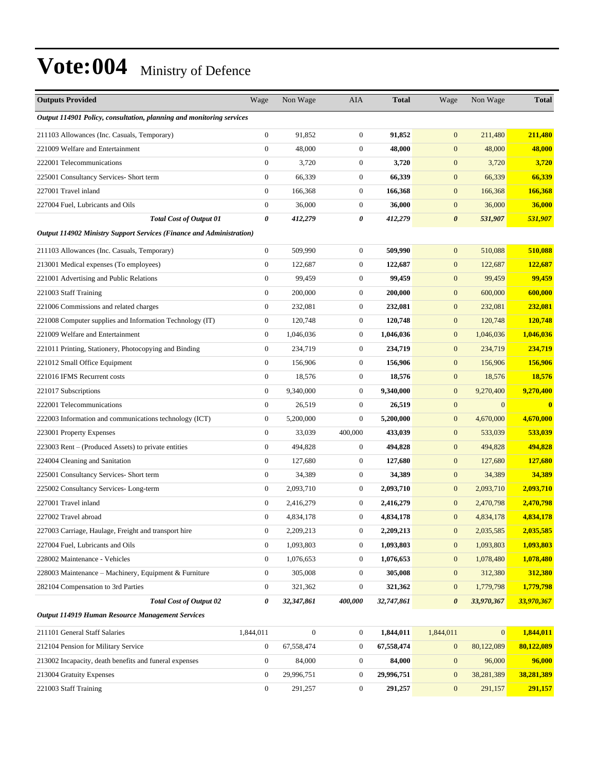# Vote:004 Ministry of Defence

| Outputs Provided | Wage | Non Wage | AIA | Total | Wage | Non Wage | Total |
|---|---|---|---|---|---|---|---|
| ***Output 114901 Policy, consultation, planning and monitoring services*** | | | | | | | |
| 211103 Allowances (Inc. Casuals, Temporary) | 0 | 91,852 | 0 | **91,852** | 0 | 211,480 | **211,480** |
| 221009 Welfare and Entertainment | 0 | 48,000 | 0 | **48,000** | 0 | 48,000 | **48,000** |
| 222001 Telecommunications | 0 | 3,720 | 0 | **3,720** | 0 | 3,720 | **3,720** |
| 225001 Consultancy Services- Short term | 0 | 66,339 | 0 | **66,339** | 0 | 66,339 | **66,339** |
| 227001 Travel inland | 0 | 166,368 | 0 | **166,368** | 0 | 166,368 | **166,368** |
| 227004 Fuel, Lubricants and Oils | 0 | 36,000 | 0 | **36,000** | 0 | 36,000 | **36,000** |
| ***Total Cost of Output 01*** | ***0*** | ***412,279*** | ***0*** | ***412,279*** | ***0*** | ***531,907*** | ***531,907*** |
| ***Output 114902 Ministry Support Services (Finance and Administration)*** | | | | | | | |
| 211103 Allowances (Inc. Casuals, Temporary) | 0 | 509,990 | 0 | **509,990** | 0 | 510,088 | **510,088** |
| 213001 Medical expenses (To employees) | 0 | 122,687 | 0 | **122,687** | 0 | 122,687 | **122,687** |
| 221001 Advertising and Public Relations | 0 | 99,459 | 0 | **99,459** | 0 | 99,459 | **99,459** |
| 221003 Staff Training | 0 | 200,000 | 0 | **200,000** | 0 | 600,000 | **600,000** |
| 221006 Commissions and related charges | 0 | 232,081 | 0 | **232,081** | 0 | 232,081 | **232,081** |
| 221008 Computer supplies and Information Technology (IT) | 0 | 120,748 | 0 | **120,748** | 0 | 120,748 | **120,748** |
| 221009 Welfare and Entertainment | 0 | 1,046,036 | 0 | **1,046,036** | 0 | 1,046,036 | **1,046,036** |
| 221011 Printing, Stationery, Photocopying and Binding | 0 | 234,719 | 0 | **234,719** | 0 | 234,719 | **234,719** |
| 221012 Small Office Equipment | 0 | 156,906 | 0 | **156,906** | 0 | 156,906 | **156,906** |
| 221016 IFMS Recurrent costs | 0 | 18,576 | 0 | **18,576** | 0 | 18,576 | **18,576** |
| 221017 Subscriptions | 0 | 9,340,000 | 0 | **9,340,000** | 0 | 9,270,400 | **9,270,400** |
| 222001 Telecommunications | 0 | 26,519 | 0 | **26,519** | 0 | 0 | **0** |
| 222003 Information and communications technology (ICT) | 0 | 5,200,000 | 0 | **5,200,000** | 0 | 4,670,000 | **4,670,000** |
| 223001 Property Expenses | 0 | 33,039 | 400,000 | **433,039** | 0 | 533,039 | **533,039** |
| 223003 Rent – (Produced Assets) to private entities | 0 | 494,828 | 0 | **494,828** | 0 | 494,828 | **494,828** |
| 224004 Cleaning and Sanitation | 0 | 127,680 | 0 | **127,680** | 0 | 127,680 | **127,680** |
| 225001 Consultancy Services- Short term | 0 | 34,389 | 0 | **34,389** | 0 | 34,389 | **34,389** |
| 225002 Consultancy Services- Long-term | 0 | 2,093,710 | 0 | **2,093,710** | 0 | 2,093,710 | **2,093,710** |
| 227001 Travel inland | 0 | 2,416,279 | 0 | **2,416,279** | 0 | 2,470,798 | **2,470,798** |
| 227002 Travel abroad | 0 | 4,834,178 | 0 | **4,834,178** | 0 | 4,834,178 | **4,834,178** |
| 227003 Carriage, Haulage, Freight and transport hire | 0 | 2,209,213 | 0 | **2,209,213** | 0 | 2,035,585 | **2,035,585** |
| 227004 Fuel, Lubricants and Oils | 0 | 1,093,803 | 0 | **1,093,803** | 0 | 1,093,803 | **1,093,803** |
| 228002 Maintenance - Vehicles | 0 | 1,076,653 | 0 | **1,076,653** | 0 | 1,078,480 | **1,078,480** |
| 228003 Maintenance – Machinery, Equipment & Furniture | 0 | 305,008 | 0 | **305,008** | 0 | 312,380 | **312,380** |
| 282104 Compensation to 3rd Parties | 0 | 321,362 | 0 | **321,362** | 0 | 1,779,798 | **1,779,798** |
| ***Total Cost of Output 02*** | ***0*** | ***32,347,861*** | ***400,000*** | ***32,747,861*** | ***0*** | ***33,970,367*** | ***33,970,367*** |
| ***Output 114919 Human Resource Management Services*** | | | | | | | |
| 211101 General Staff Salaries | 1,844,011 | 0 | 0 | **1,844,011** | 1,844,011 | 0 | **1,844,011** |
| 212104 Pension for Military Service | 0 | 67,558,474 | 0 | **67,558,474** | 0 | 80,122,089 | **80,122,089** |
| 213002 Incapacity, death benefits and funeral expenses | 0 | 84,000 | 0 | **84,000** | 0 | 96,000 | **96,000** |
| 213004 Gratuity Expenses | 0 | 29,996,751 | 0 | **29,996,751** | 0 | 38,281,389 | **38,281,389** |
| 221003 Staff Training | 0 | 291,257 | 0 | **291,257** | 0 | 291,157 | **291,157** |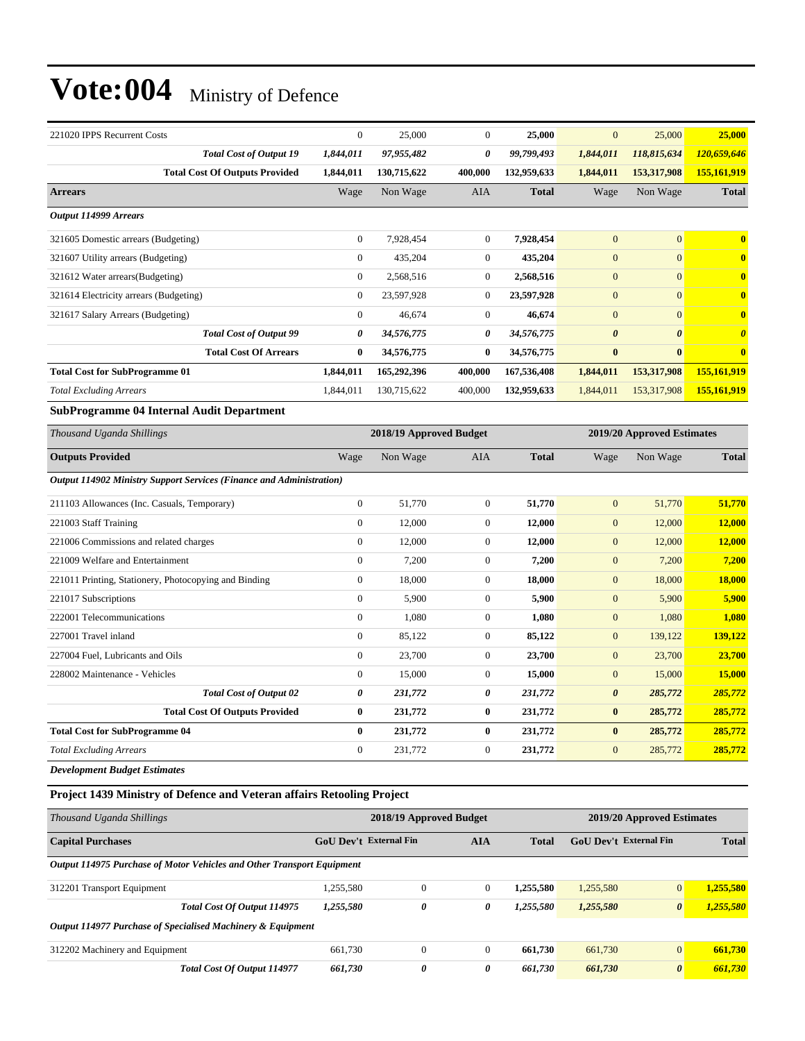# Vote:004 Ministry of Defence

| | | | | | | | |
|---|---|---|---|---|---|---|---|
| 221020 IPPS Recurrent Costs | 0 | 25,000 | 0 | **25,000** | 0 | 25,000 | **25,000** |
| ***Total Cost of Output 19*** | ***1,844,011*** | ***97,955,482*** | ***0*** | ***99,799,493*** | ***1,844,011*** | ***118,815,634*** | ***120,659,646*** |
| **Total Cost Of Outputs Provided** | **1,844,011** | **130,715,622** | **400,000** | **132,959,633** | **1,844,011** | **153,317,908** | **155,161,919** |
| **Arrears** | Wage | Non Wage | AIA | **Total** | Wage | Non Wage | **Total** |
| ***Output 114999 Arrears*** | | | | | | | |
| 321605 Domestic arrears (Budgeting) | 0 | 7,928,454 | 0 | **7,928,454** | 0 | 0 | **0** |
| 321607 Utility arrears (Budgeting) | 0 | 435,204 | 0 | **435,204** | 0 | 0 | **0** |
| 321612 Water arrears(Budgeting) | 0 | 2,568,516 | 0 | **2,568,516** | 0 | 0 | **0** |
| 321614 Electricity arrears (Budgeting) | 0 | 23,597,928 | 0 | **23,597,928** | 0 | 0 | **0** |
| 321617 Salary Arrears (Budgeting) | 0 | 46,674 | 0 | **46,674** | 0 | 0 | **0** |
| ***Total Cost of Output 99*** | ***0*** | ***34,576,775*** | ***0*** | ***34,576,775*** | ***0*** | ***0*** | ***0*** |
| **Total Cost Of Arrears** | **0** | **34,576,775** | **0** | **34,576,775** | **0** | **0** | **0** |
| **Total Cost for SubProgramme 01** | **1,844,011** | **165,292,396** | **400,000** | **167,536,408** | **1,844,011** | **153,317,908** | **155,161,919** |
| *Total Excluding Arrears* | 1,844,011 | 130,715,622 | 400,000 | **132,959,633** | 1,844,011 | 153,317,908 | **155,161,919** |

**SubProgramme 04 Internal Audit Department**

| *Thousand Uganda Shillings* | 2018/19 Approved Budget | | | | 2019/20 Approved Estimates | | |
|---|---|---|---|---|---|---|---|
| **Outputs Provided** | Wage | Non Wage | AIA | **Total** | Wage | Non Wage | **Total** |
| ***Output 114902 Ministry Support Services (Finance and Administration)*** | | | | | | | |
| 211103 Allowances (Inc. Casuals, Temporary) | 0 | 51,770 | 0 | **51,770** | 0 | 51,770 | **51,770** |
| 221003 Staff Training | 0 | 12,000 | 0 | **12,000** | 0 | 12,000 | **12,000** |
| 221006 Commissions and related charges | 0 | 12,000 | 0 | **12,000** | 0 | 12,000 | **12,000** |
| 221009 Welfare and Entertainment | 0 | 7,200 | 0 | **7,200** | 0 | 7,200 | **7,200** |
| 221011 Printing, Stationery, Photocopying and Binding | 0 | 18,000 | 0 | **18,000** | 0 | 18,000 | **18,000** |
| 221017 Subscriptions | 0 | 5,900 | 0 | **5,900** | 0 | 5,900 | **5,900** |
| 222001 Telecommunications | 0 | 1,080 | 0 | **1,080** | 0 | 1,080 | **1,080** |
| 227001 Travel inland | 0 | 85,122 | 0 | **85,122** | 0 | 139,122 | **139,122** |
| 227004 Fuel, Lubricants and Oils | 0 | 23,700 | 0 | **23,700** | 0 | 23,700 | **23,700** |
| 228002 Maintenance - Vehicles | 0 | 15,000 | 0 | **15,000** | 0 | 15,000 | **15,000** |
| ***Total Cost of Output 02*** | ***0*** | ***231,772*** | ***0*** | ***231,772*** | ***0*** | ***285,772*** | ***285,772*** |
| **Total Cost Of Outputs Provided** | **0** | **231,772** | **0** | **231,772** | **0** | **285,772** | **285,772** |
| **Total Cost for SubProgramme 04** | **0** | **231,772** | **0** | **231,772** | **0** | **285,772** | **285,772** |
| *Total Excluding Arrears* | 0 | 231,772 | 0 | **231,772** | 0 | 285,772 | **285,772** |

***Development Budget Estimates***

**Project 1439 Ministry of Defence and Veteran affairs Retooling Project**

| *Thousand Uganda Shillings* | 2018/19 Approved Budget | | | | 2019/20 Approved Estimates | | |
|---|---|---|---|---|---|---|---|
| **Capital Purchases** | **GoU Dev't** | **External Fin** | **AIA** | **Total** | **GoU Dev't** | **External Fin** | **Total** |
| ***Output 114975 Purchase of Motor Vehicles and Other Transport Equipment*** | | | | | | | |
| 312201 Transport Equipment | 1,255,580 | 0 | 0 | **1,255,580** | 1,255,580 | 0 | **1,255,580** |
| ***Total Cost Of Output 114975*** | ***1,255,580*** | ***0*** | ***0*** | ***1,255,580*** | ***1,255,580*** | ***0*** | ***1,255,580*** |
| ***Output 114977 Purchase of Specialised Machinery & Equipment*** | | | | | | | |
| 312202 Machinery and Equipment | 661,730 | 0 | 0 | **661,730** | 661,730 | 0 | **661,730** |
| ***Total Cost Of Output 114977*** | ***661,730*** | ***0*** | ***0*** | ***661,730*** | ***661,730*** | ***0*** | ***661,730*** |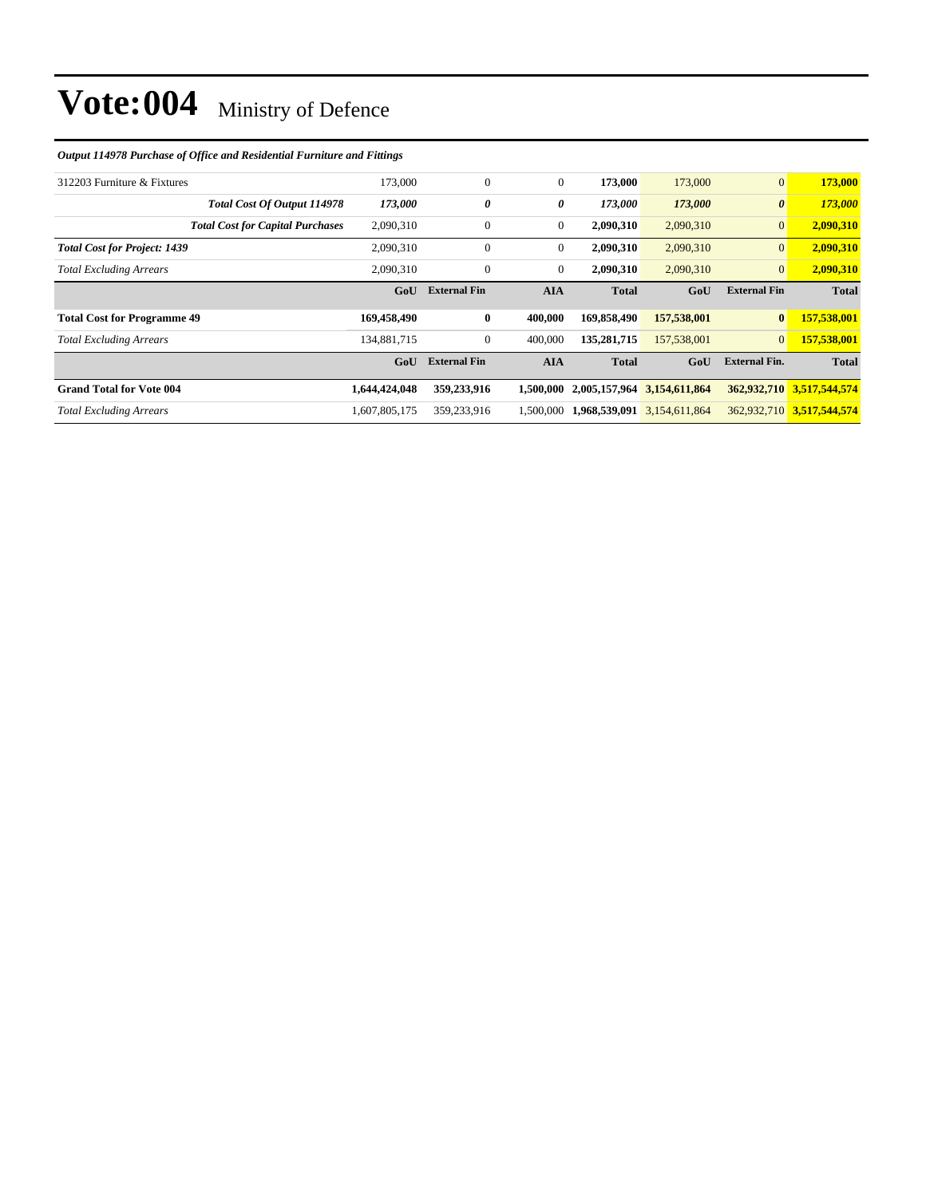# Vote:004 Ministry of Defence

*Output 114978 Purchase of Office and Residential Furniture and Fittings*

| | | | | | | | |
|---|---|---|---|---|---|---|---|
| 312203 Furniture & Fixtures | 173,000 | 0 | 0 | **173,000** | 173,000 | 0 | **173,000** |
| ***Total Cost Of Output 114978*** | ***173,000*** | ***0*** | ***0*** | ***173,000*** | ***173,000*** | ***0*** | ***173,000*** |
| ***Total Cost for Capital Purchases*** | 2,090,310 | 0 | 0 | **2,090,310** | 2,090,310 | 0 | **2,090,310** |
| ***Total Cost for Project: 1439*** | 2,090,310 | 0 | 0 | **2,090,310** | 2,090,310 | 0 | **2,090,310** |
| *Total Excluding Arrears* | 2,090,310 | 0 | 0 | **2,090,310** | 2,090,310 | 0 | **2,090,310** |
| | **GoU** | **External Fin** | **AIA** | **Total** | **GoU** | **External Fin** | **Total** |
| **Total Cost for Programme 49** | **169,458,490** | **0** | **400,000** | **169,858,490** | **157,538,001** | **0** | **157,538,001** |
| *Total Excluding Arrears* | 134,881,715 | 0 | 400,000 | **135,281,715** | 157,538,001 | 0 | **157,538,001** |
| | **GoU** | **External Fin** | **AIA** | **Total** | **GoU** | **External Fin.** | **Total** |
| **Grand Total for Vote 004** | **1,644,424,048** | **359,233,916** | **1,500,000** | **2,005,157,964** | **3,154,611,864** | **362,932,710** | **3,517,544,574** |
| *Total Excluding Arrears* | 1,607,805,175 | 359,233,916 | 1,500,000 | **1,968,539,091** | 3,154,611,864 | 362,932,710 | **3,517,544,574** |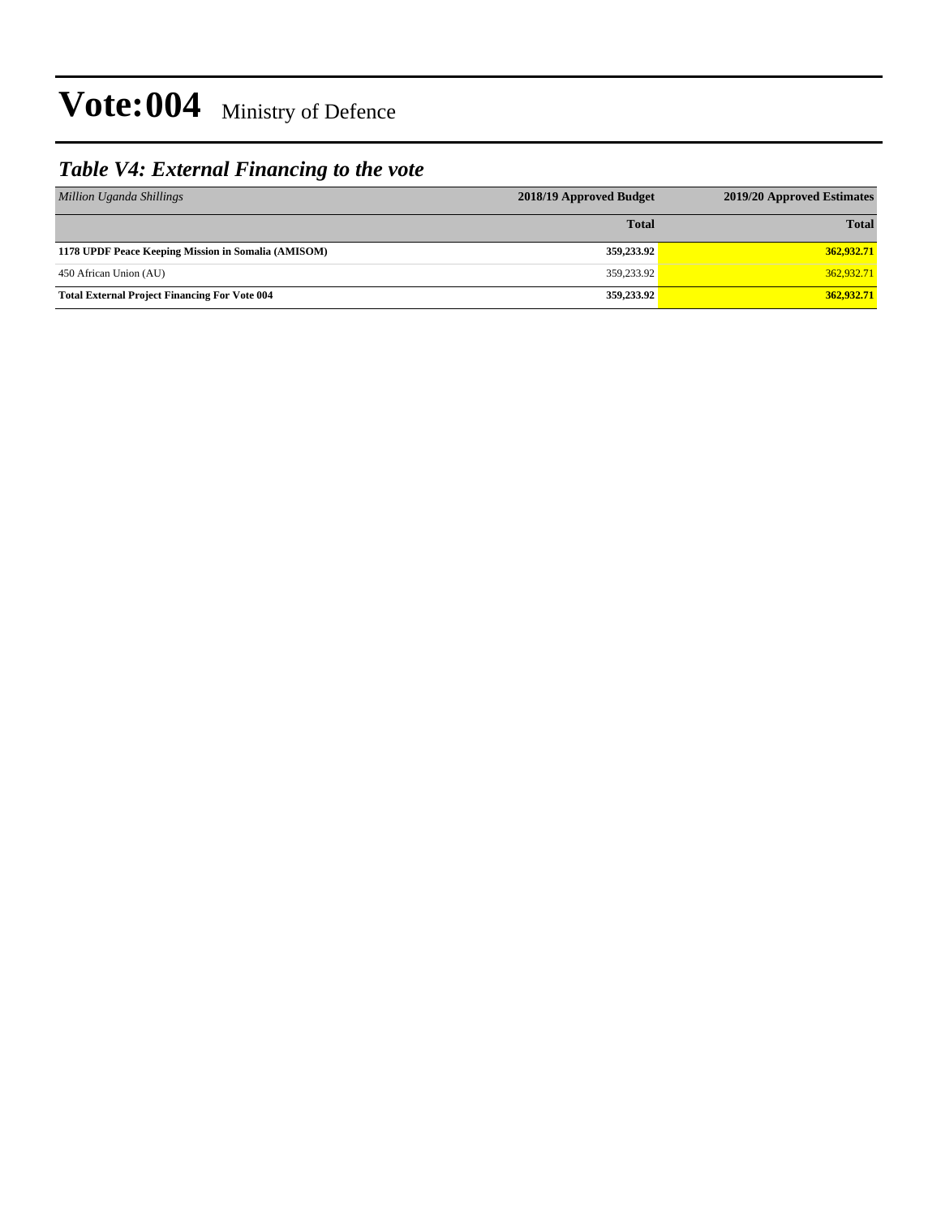# Vote:004 Ministry of Defence

## *Table V4: External Financing to the vote*

| *Million Uganda Shillings* | 2018/19 Approved Budget | 2019/20 Approved Estimates |
|---|---|---|
| | **Total** | **Total** |
| **1178 UPDF Peace Keeping Mission in Somalia (AMISOM)** | **359,233.92** | **362,932.71** |
| 450 African Union (AU) | 359,233.92 | 362,932.71 |
| **Total External Project Financing For Vote 004** | **359,233.92** | **362,932.71** |